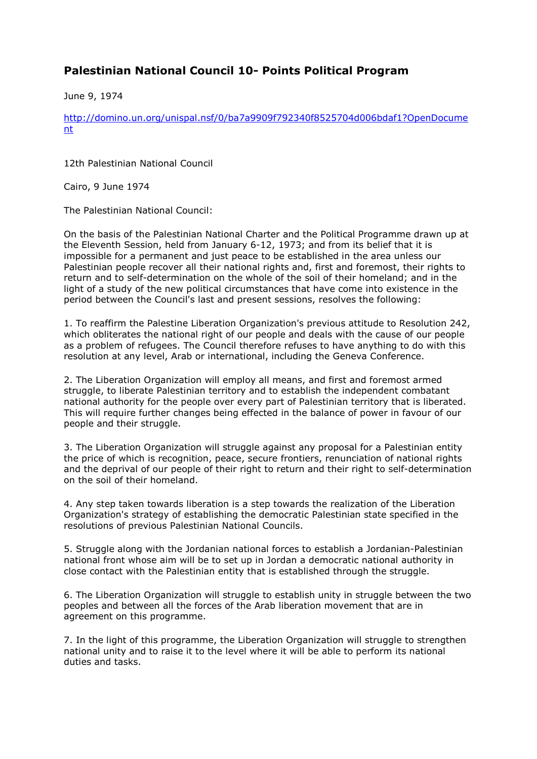# Palestinian National Council 10- Points Political Program

June 9, 1974

[http://domino.un.org/unispal.nsf/0/ba7a9909f792340f8525704d006bdaf1?OpenDocument](http://domino.un.org/unispal.nsf/0/ba7a9909f792340f8525704d006bdaf1?OpenDocument)

12th Palestinian National Council

Cairo, 9 June 1974

The Palestinian National Council:

On the basis of the Palestinian National Charter and the Political Programme drawn up at the Eleventh Session, held from January 6-12, 1973; and from its belief that it is impossible for a permanent and just peace to be established in the area unless our Palestinian people recover all their national rights and, first and foremost, their rights to return and to self-determination on the whole of the soil of their homeland; and in the light of a study of the new political circumstances that have come into existence in the period between the Council's last and present sessions, resolves the following:

1. To reaffirm the Palestine Liberation Organization's previous attitude to Resolution 242, which obliterates the national right of our people and deals with the cause of our people as a problem of refugees. The Council therefore refuses to have anything to do with this resolution at any level, Arab or international, including the Geneva Conference.

2. The Liberation Organization will employ all means, and first and foremost armed struggle, to liberate Palestinian territory and to establish the independent combatant national authority for the people over every part of Palestinian territory that is liberated. This will require further changes being effected in the balance of power in favour of our people and their struggle.

3. The Liberation Organization will struggle against any proposal for a Palestinian entity the price of which is recognition, peace, secure frontiers, renunciation of national rights and the deprival of our people of their right to return and their right to self-determination on the soil of their homeland.

4. Any step taken towards liberation is a step towards the realization of the Liberation Organization's strategy of establishing the democratic Palestinian state specified in the resolutions of previous Palestinian National Councils.

5. Struggle along with the Jordanian national forces to establish a Jordanian-Palestinian national front whose aim will be to set up in Jordan a democratic national authority in close contact with the Palestinian entity that is established through the struggle.

6. The Liberation Organization will struggle to establish unity in struggle between the two peoples and between all the forces of the Arab liberation movement that are in agreement on this programme.

7. In the light of this programme, the Liberation Organization will struggle to strengthen national unity and to raise it to the level where it will be able to perform its national duties and tasks.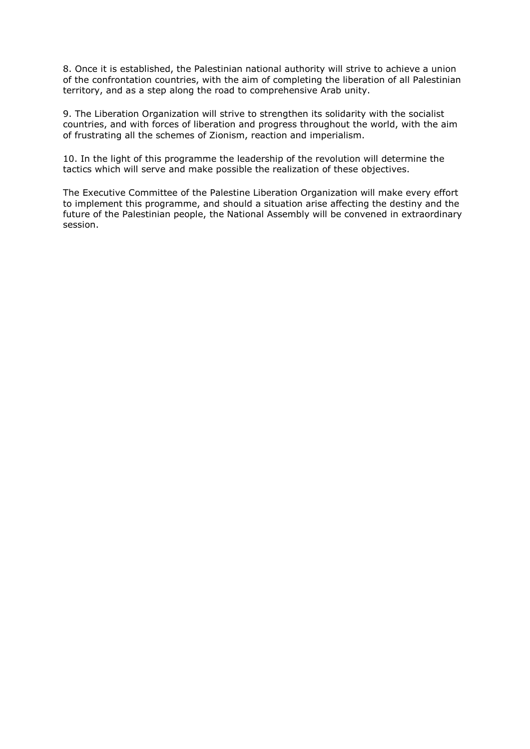8. Once it is established, the Palestinian national authority will strive to achieve a union of the confrontation countries, with the aim of completing the liberation of all Palestinian territory, and as a step along the road to comprehensive Arab unity.

9. The Liberation Organization will strive to strengthen its solidarity with the socialist countries, and with forces of liberation and progress throughout the world, with the aim of frustrating all the schemes of Zionism, reaction and imperialism.

10. In the light of this programme the leadership of the revolution will determine the tactics which will serve and make possible the realization of these objectives.

The Executive Committee of the Palestine Liberation Organization will make every effort to implement this programme, and should a situation arise affecting the destiny and the future of the Palestinian people, the National Assembly will be convened in extraordinary session.